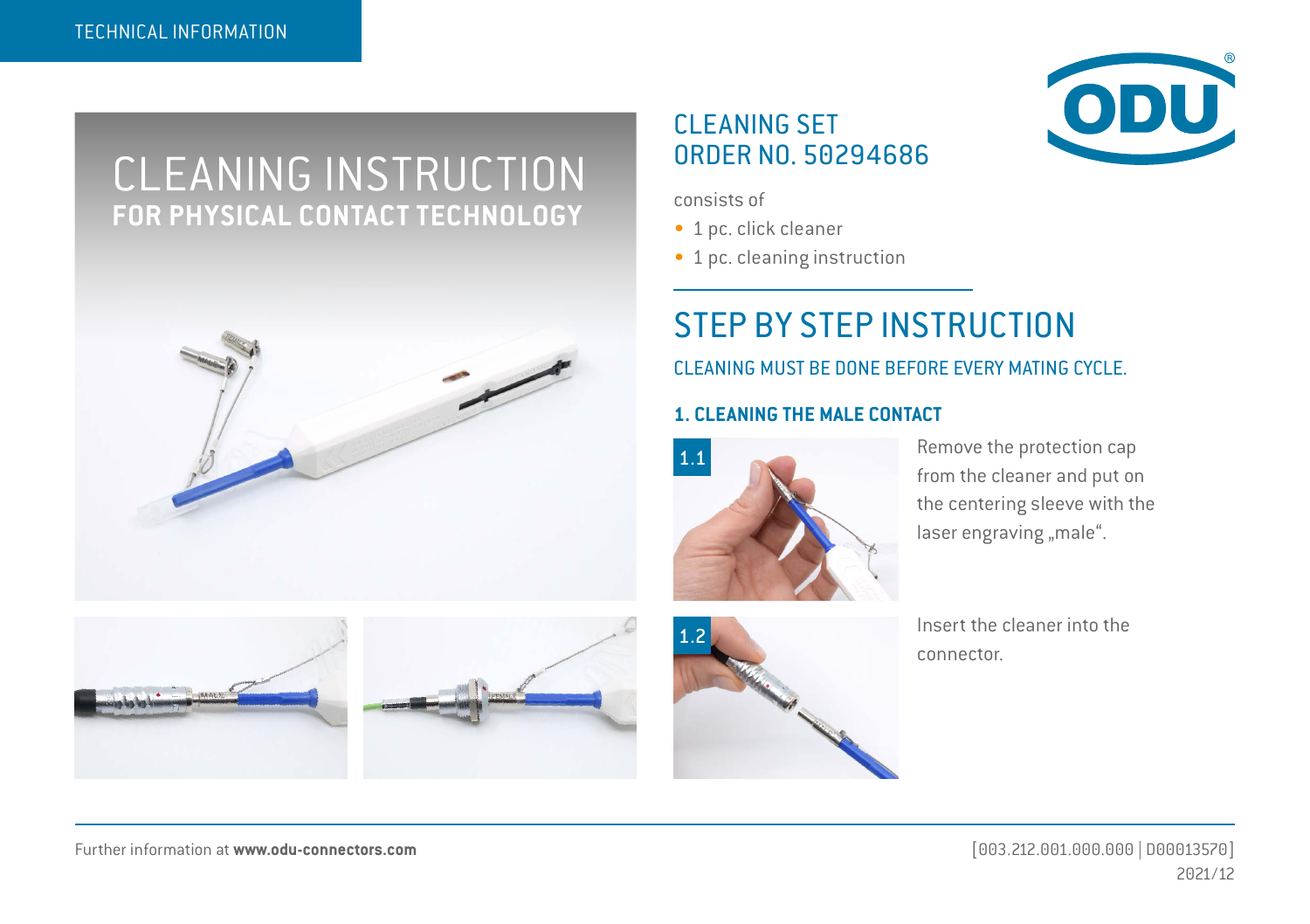TECHNICAL INFORMATION

# CLEANING INSTRUCTION
## FOR PHYSICAL CONTACT TECHNOLOGY

## CLEANING SET ORDER NO. 50294686

consists of

- 1 pc. click cleaner
- 1 pc. cleaning instruction

## STEP BY STEP INSTRUCTION

CLEANING MUST BE DONE BEFORE EVERY MATING CYCLE.

### 1. CLEANING THE MALE CONTACT

1.1 Remove the protection cap from the cleaner and put on the centering sleeve with the laser engraving „male“.

1.2 Insert the cleaner into the connector.

Further information at **www.odu-connectors.com**

[003.212.001.000.000 | D00013570]
2021/12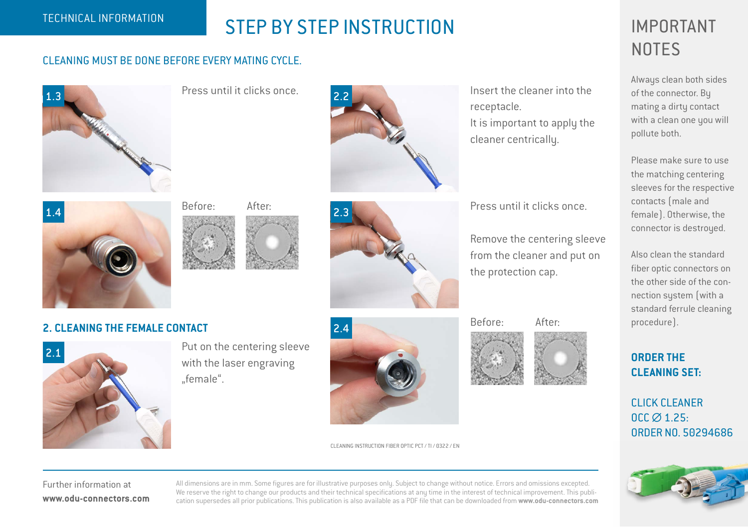TECHNICAL INFORMATION

# STEP BY STEP INSTRUCTION

CLEANING MUST BE DONE BEFORE EVERY MATING CYCLE.

**1.3** Press until it clicks once.

**1.4** Before: After:

## 2. CLEANING THE FEMALE CONTACT

**2.1** Put on the centering sleeve with the laser engraving „female".

**2.2** Insert the cleaner into the receptacle. It is important to apply the cleaner centrically.

**2.3** Press until it clicks once.

Remove the centering sleeve from the cleaner and put on the protection cap.

**2.4** Before: After:

CLEANING INSTRUCTION FIBER OPTIC PCT / TI / 0322 / EN

# IMPORTANT NOTES

Always clean both sides of the connector. By mating a dirty contact with a clean one you will pollute both.

Please make sure to use the matching centering sleeves for the respective contacts (male and female). Otherwise, the connector is destroyed.

Also clean the standard fiber optic connectors on the other side of the connection system (with a standard ferrule cleaning procedure).

**ORDER THE CLEANING SET:**

CLICK CLEANER OCC ∅ 1.25: ORDER NO. 50294686

Further information at **www.odu-connectors.com**

All dimensions are in mm. Some figures are for illustrative purposes only. Subject to change without notice. Errors and omissions excepted. We reserve the right to change our products and their technical specifications at any time in the interest of technical improvement. This publication supersedes all prior publications. This publication is also available as a PDF file that can be downloaded from **www.odu-connectors.com**